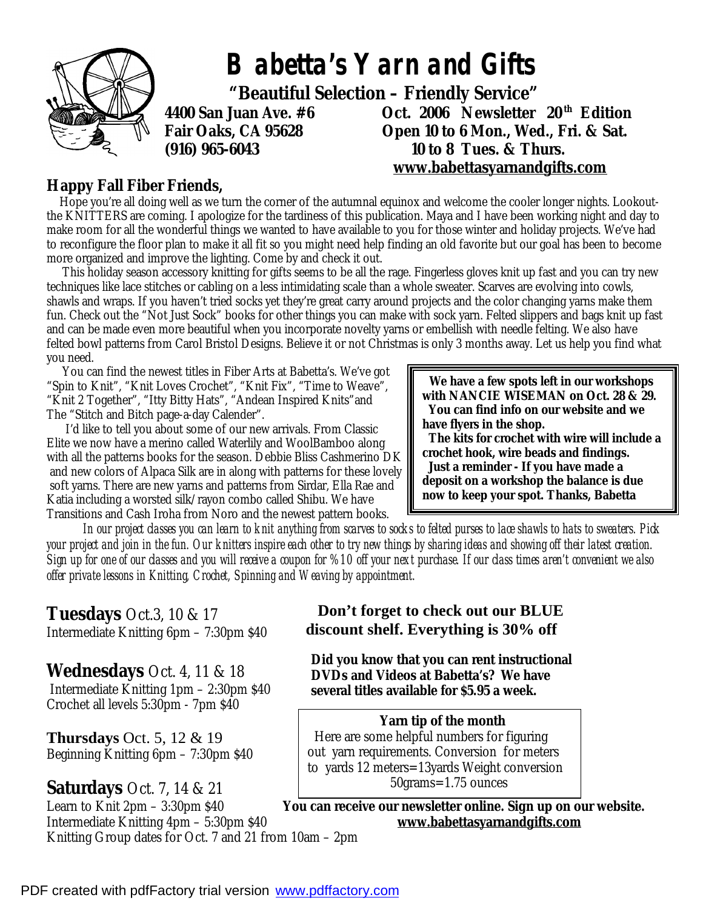# Babetta's Yarn and Gifts

**"Beautiful Selection – Friendly Service"**

**4400 San Juan Ave. #6**
**Fair Oaks, CA 95628**
**(916) 965-6043**

**Oct. 2006 Newsletter 20th Edition**
**Open 10 to 6 Mon., Wed., Fri. & Sat.**
**10 to 8 Tues. & Thurs.**
**www.babettasyarnandgifts.com**

## Happy Fall Fiber Friends,

Hope you're all doing well as we turn the corner of the autumnal equinox and welcome the cooler longer nights. Lookout- the KNITTERS are coming. I apologize for the tardiness of this publication. Maya and I have been working night and day to make room for all the wonderful things we wanted to have available to you for those winter and holiday projects. We've had to reconfigure the floor plan to make it all fit so you might need help finding an old favorite but our goal has been to become more organized and improve the lighting. Come by and check it out.

This holiday season accessory knitting for gifts seems to be all the rage. Fingerless gloves knit up fast and you can try new techniques like lace stitches or cabling on a less intimidating scale than a whole sweater. Scarves are evolving into cowls, shawls and wraps. If you haven't tried socks yet they're great carry around projects and the color changing yarns make them fun. Check out the "Not Just Sock" books for other things you can make with sock yarn. Felted slippers and bags knit up fast and can be made even more beautiful when you incorporate novelty yarns or embellish with needle felting. We also have felted bowl patterns from Carol Bristol Designs. Believe it or not Christmas is only 3 months away. Let us help you find what you need.

You can find the newest titles in Fiber Arts at Babetta's. We've got "Spin to Knit", "Knit Loves Crochet", "Knit Fix", "Time to Weave", "Knit 2 Together", "Itty Bitty Hats", "Andean Inspired Knits"and The "Stitch and Bitch page-a-day Calender".

I'd like to tell you about some of our new arrivals. From Classic Elite we now have a merino called Waterlily and WoolBamboo along with all the patterns books for the season. Debbie Bliss Cashmerino DK and new colors of Alpaca Silk are in along with patterns for these lovely soft yarns. There are new yarns and patterns from Sirdar, Ella Rae and Katia including a worsted silk/rayon combo called Shibu. We have Transitions and Cash Iroha from Noro and the newest pattern books.

> **We have a few spots left in our workshops with NANCIE WISEMAN on Oct. 28 & 29.**
> **You can find info on our website and we have flyers in the shop.**
> **The kits for crochet with wire will include a crochet hook, wire beads and findings.**
> **Just a reminder - If you have made a deposit on a workshop the balance is due now to keep your spot. Thanks, Babetta**

*In our project classes you can learn to knit anything from scarves to socks to felted purses to lace shawls to hats to sweaters. Pick your project and join in the fun. Our knitters inspire each other to try new things by sharing ideas and showing off their latest creation. Sign up for one of our classes and you will receive a coupon for %10 off your next purchase. If our class times aren't convenient we also offer private lessons in Knitting, Crochet, Spinning and Weaving by appointment.*

**Tuesdays** Oct.3, 10 & 17
Intermediate Knitting 6pm – 7:30pm $40

**Wednesdays** Oct. 4, 11 & 18
Intermediate Knitting 1pm – 2:30pm $40
Crochet all levels 5:30pm - 7pm $40

**Thursdays** Oct. 5, 12 & 19
Beginning Knitting 6pm – 7:30pm $40

**Saturdays** Oct. 7, 14 & 21
Learn to Knit 2pm – 3:30pm $40
Intermediate Knitting 4pm – 5:30pm $40
Knitting Group dates for Oct. 7 and 21 from 10am – 2pm

**Don't forget to check out our BLUE discount shelf. Everything is 30% off**

**Did you know that you can rent instructional DVDs and Videos at Babetta's? We have several titles available for $5.95 a week.**

> **Yarn tip of the month**
> Here are some helpful numbers for figuring out yarn requirements. Conversion for meters to yards 12 meters=13yards Weight conversion 50grams=1.75 ounces

**You can receive our newsletter online. Sign up on our website.**
**www.babettasyarnandgifts.com**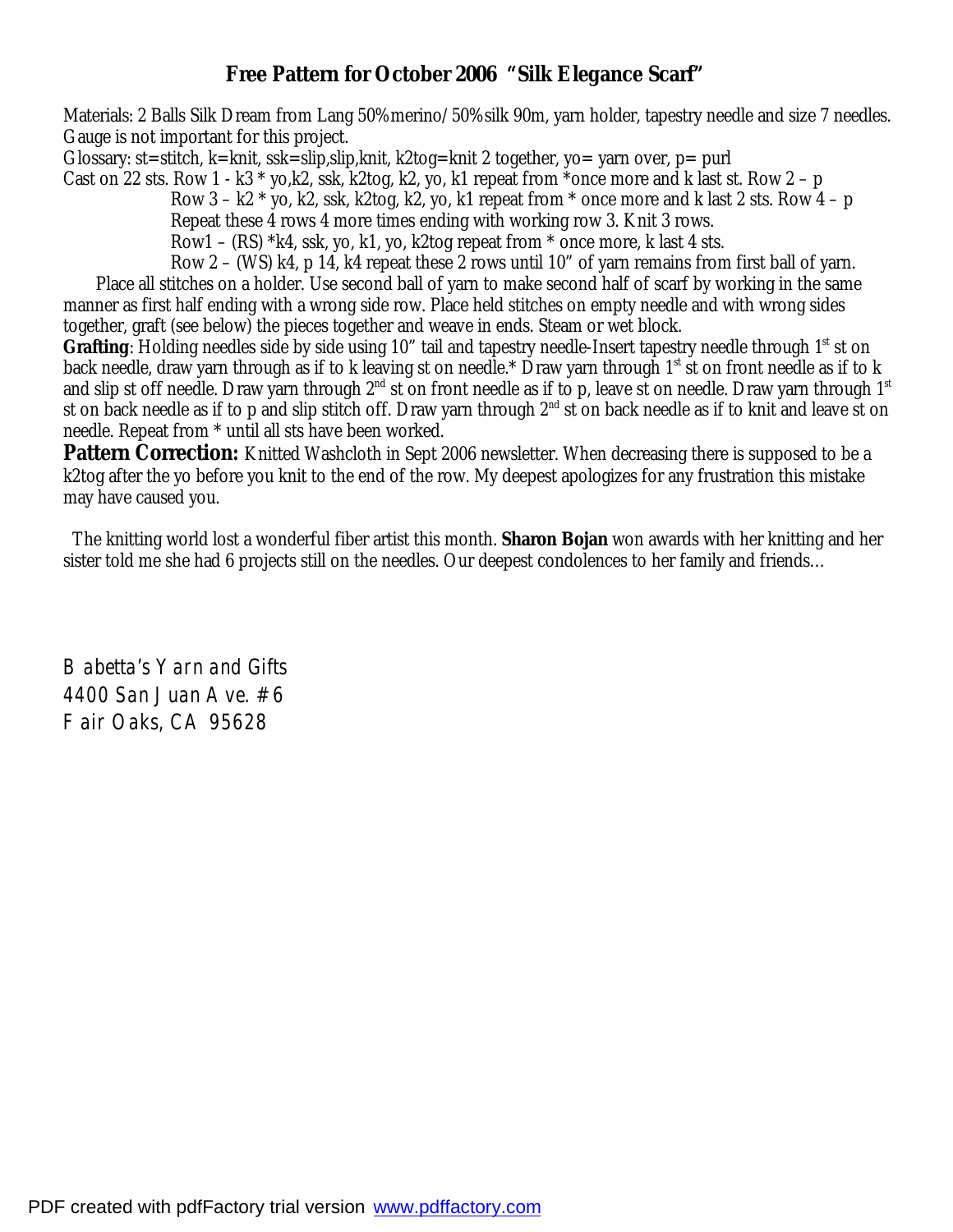## Free Pattern for October 2006 "Silk Elegance Scarf"

Materials: 2 Balls Silk Dream from Lang 50%merino/50%silk 90m, yarn holder, tapestry needle and size 7 needles. Gauge is not important for this project.

Glossary: st=stitch, k=knit, ssk=slip,slip,knit, k2tog=knit 2 together, yo= yarn over, p= purl

Cast on 22 sts. Row 1 - k3 * yo,k2, ssk, k2tog, k2, yo, k1 repeat from *once more and k last st. Row 2 – p

Row 3 – k2 * yo, k2, ssk, k2tog, k2, yo, k1 repeat from * once more and k last 2 sts. Row 4 – p

Repeat these 4 rows 4 more times ending with working row 3. Knit 3 rows.

Row1 – (RS) *k4, ssk, yo, k1, yo, k2tog repeat from * once more, k last 4 sts.

Row 2 – (WS) k4, p 14, k4 repeat these 2 rows until 10" of yarn remains from first ball of yarn.

Place all stitches on a holder. Use second ball of yarn to make second half of scarf by working in the same manner as first half ending with a wrong side row. Place held stitches on empty needle and with wrong sides together, graft (see below) the pieces together and weave in ends. Steam or wet block.

**Grafting**: Holding needles side by side using 10" tail and tapestry needle-Insert tapestry needle through 1st st on back needle, draw yarn through as if to k leaving st on needle.* Draw yarn through 1st st on front needle as if to k and slip st off needle. Draw yarn through 2nd st on front needle as if to p, leave st on needle. Draw yarn through 1st st on back needle as if to p and slip stitch off. Draw yarn through 2nd st on back needle as if to knit and leave st on needle. Repeat from * until all sts have been worked.

**Pattern Correction:** Knitted Washcloth in Sept 2006 newsletter. When decreasing there is supposed to be a k2tog after the yo before you knit to the end of the row. My deepest apologizes for any frustration this mistake may have caused you.

The knitting world lost a wonderful fiber artist this month. **Sharon Bojan** won awards with her knitting and her sister told me she had 6 projects still on the needles. Our deepest condolences to her family and friends…

Babetta's Yarn and Gifts
4400 San Juan Ave. #6
Fair Oaks, CA 95628